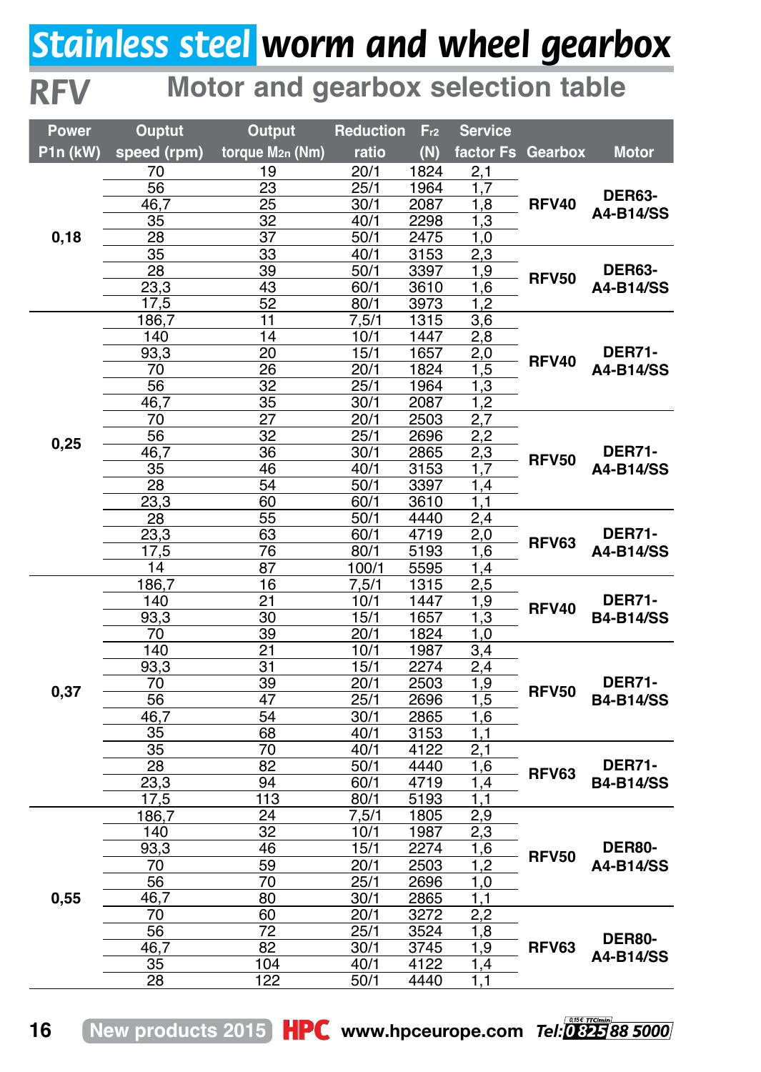# Stainless steel worm and wheel gearbox

## RFV Motor and gearbox selection table

| Power P1n (kW) | Ouptut speed (rpm) | Output torque $M_{2n}$ (Nm) | Reduction ratio | $F_{r2}$ (N) | Service factor Fs | Gearbox | Motor |
|---|---|---|---|---|---|---|---|
| 0,18 | 70 | 19 | 20/1 | 1824 | 2,1 | RFV40 | DER63-A4-B14/SS |
| | 56 | 23 | 25/1 | 1964 | 1,7 | | |
| | 46,7 | 25 | 30/1 | 2087 | 1,8 | | |
| | 35 | 32 | 40/1 | 2298 | 1,3 | | |
| | 28 | 37 | 50/1 | 2475 | 1,0 | | |
| | 35 | 33 | 40/1 | 3153 | 2,3 | RFV50 | DER63-A4-B14/SS |
| | 28 | 39 | 50/1 | 3397 | 1,9 | | |
| | 23,3 | 43 | 60/1 | 3610 | 1,6 | | |
| | 17,5 | 52 | 80/1 | 3973 | 1,2 | | |
| 0,25 | 186,7 | 11 | 7,5/1 | 1315 | 3,6 | RFV40 | DER71-A4-B14/SS |
| | 140 | 14 | 10/1 | 1447 | 2,8 | | |
| | 93,3 | 20 | 15/1 | 1657 | 2,0 | | |
| | 70 | 26 | 20/1 | 1824 | 1,5 | | |
| | 56 | 32 | 25/1 | 1964 | 1,3 | | |
| | 46,7 | 35 | 30/1 | 2087 | 1,2 | | |
| | 70 | 27 | 20/1 | 2503 | 2,7 | RFV50 | DER71-A4-B14/SS |
| | 56 | 32 | 25/1 | 2696 | 2,2 | | |
| | 46,7 | 36 | 30/1 | 2865 | 2,3 | | |
| | 35 | 46 | 40/1 | 3153 | 1,7 | | |
| | 28 | 54 | 50/1 | 3397 | 1,4 | | |
| | 23,3 | 60 | 60/1 | 3610 | 1,1 | | |
| | 28 | 55 | 50/1 | 4440 | 2,4 | RFV63 | DER71-A4-B14/SS |
| | 23,3 | 63 | 60/1 | 4719 | 2,0 | | |
| | 17,5 | 76 | 80/1 | 5193 | 1,6 | | |
| | 14 | 87 | 100/1 | 5595 | 1,4 | | |
| 0,37 | 186,7 | 16 | 7,5/1 | 1315 | 2,5 | RFV40 | DER71-B4-B14/SS |
| | 140 | 21 | 10/1 | 1447 | 1,9 | | |
| | 93,3 | 30 | 15/1 | 1657 | 1,3 | | |
| | 70 | 39 | 20/1 | 1824 | 1,0 | | |
| | 140 | 21 | 10/1 | 1987 | 3,4 | RFV50 | DER71-B4-B14/SS |
| | 93,3 | 31 | 15/1 | 2274 | 2,4 | | |
| | 70 | 39 | 20/1 | 2503 | 1,9 | | |
| | 56 | 47 | 25/1 | 2696 | 1,5 | | |
| | 46,7 | 54 | 30/1 | 2865 | 1,6 | | |
| | 35 | 68 | 40/1 | 3153 | 1,1 | | |
| | 35 | 70 | 40/1 | 4122 | 2,1 | RFV63 | DER71-B4-B14/SS |
| | 28 | 82 | 50/1 | 4440 | 1,6 | | |
| | 23,3 | 94 | 60/1 | 4719 | 1,4 | | |
| | 17,5 | 113 | 80/1 | 5193 | 1,1 | | |
| 0,55 | 186,7 | 24 | 7,5/1 | 1805 | 2,9 | RFV50 | DER80-A4-B14/SS |
| | 140 | 32 | 10/1 | 1987 | 2,3 | | |
| | 93,3 | 46 | 15/1 | 2274 | 1,6 | | |
| | 70 | 59 | 20/1 | 2503 | 1,2 | | |
| | 56 | 70 | 25/1 | 2696 | 1,0 | | |
| | 46,7 | 80 | 30/1 | 2865 | 1,1 | | |
| | 70 | 60 | 20/1 | 3272 | 2,2 | RFV63 | DER80-A4-B14/SS |
| | 56 | 72 | 25/1 | 3524 | 1,8 | | |
| | 46,7 | 82 | 30/1 | 3745 | 1,9 | | |
| | 35 | 104 | 40/1 | 4122 | 1,4 | | |
| | 28 | 122 | 50/1 | 4440 | 1,1 | | |

New products 2015 HPC www.hpceurope.com Tel: 0 825 88 5000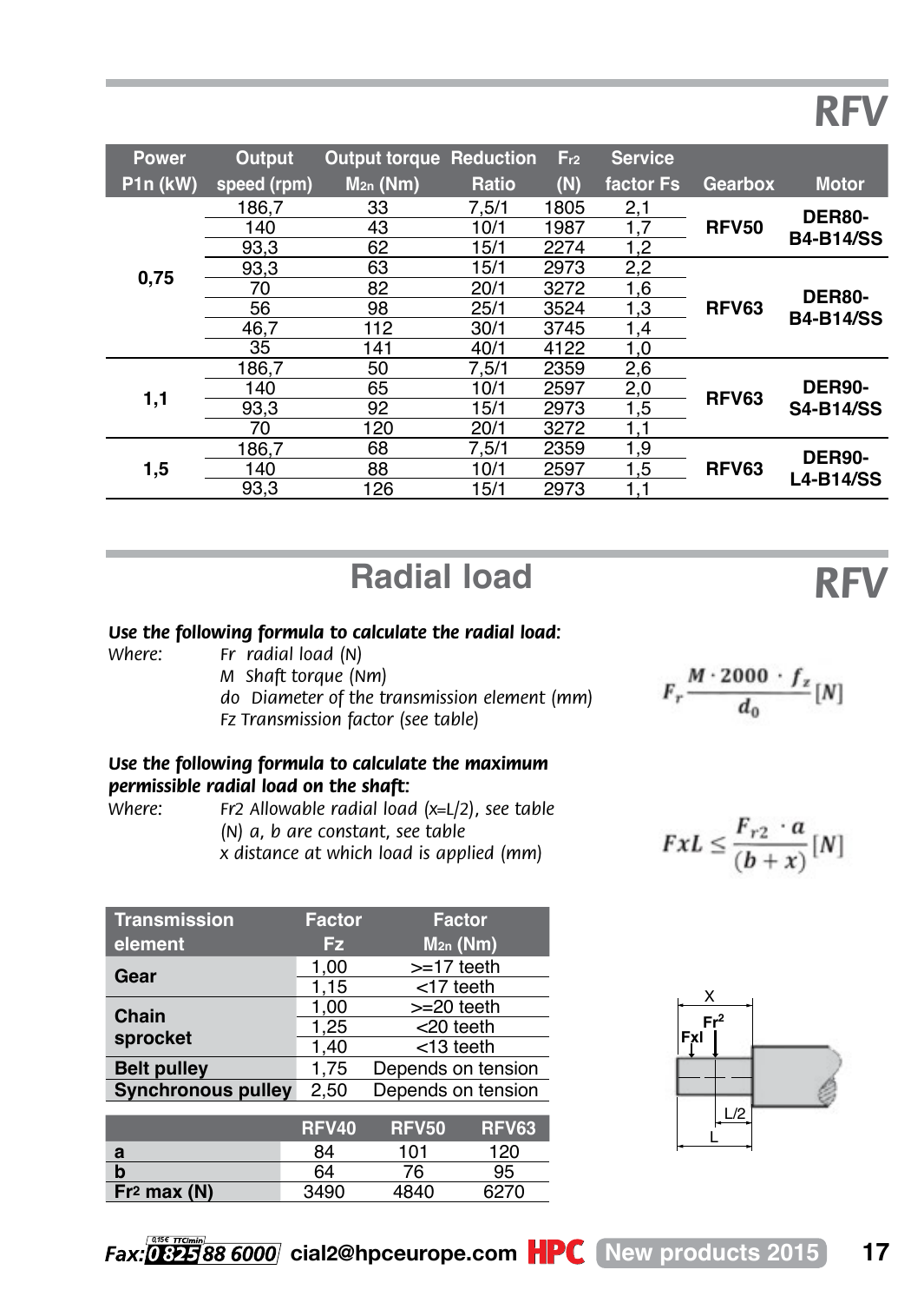# RFV

| Power P1n (kW) | Output speed (rpm) | Output torque $M_{2n}$ (Nm) | Reduction Ratio | $F_{r2}$ (N) | Service factor Fs | Gearbox | Motor |
|---|---|---|---|---|---|---|---|
| 0,75 | 186,7 | 33 | 7,5/1 | 1805 | 2,1 | RFV50 | DER80-B4-B14/SS |
| | 140 | 43 | 10/1 | 1987 | 1,7 | | |
| | 93,3 | 62 | 15/1 | 2274 | 1,2 | | |
| | 93,3 | 63 | 15/1 | 2973 | 2,2 | RFV63 | DER80-B4-B14/SS |
| | 70 | 82 | 20/1 | 3272 | 1,6 | | |
| | 56 | 98 | 25/1 | 3524 | 1,3 | | |
| | 46,7 | 112 | 30/1 | 3745 | 1,4 | | |
| | 35 | 141 | 40/1 | 4122 | 1,0 | | |
| 1,1 | 186,7 | 50 | 7,5/1 | 2359 | 2,6 | RFV63 | DER90-S4-B14/SS |
| | 140 | 65 | 10/1 | 2597 | 2,0 | | |
| | 93,3 | 92 | 15/1 | 2973 | 1,5 | | |
| | 70 | 120 | 20/1 | 3272 | 1,1 | | |
| 1,5 | 186,7 | 68 | 7,5/1 | 2359 | 1,9 | RFV63 | DER90-L4-B14/SS |
| | 140 | 88 | 10/1 | 2597 | 1,5 | | |
| | 93,3 | 126 | 15/1 | 2973 | 1,1 | | |

## Radial load

# RFV

***Use the following formula to calculate the radial load:***

*Where:*
- *Fr radial load (N)*
- *M Shaft torque (Nm)*
- *do Diameter of the transmission element (mm)*
- *Fz Transmission factor (see table)*

$$F_r \frac{M \cdot 2000 \cdot f_z}{d_0} [N]$$

***Use the following formula to calculate the maximum permissible radial load on the shaft:***

*Where:*
- *Fr2 Allowable radial load (x=L/2), see table (N) a, b are constant, see table*
- *x distance at which load is applied (mm)*

$$FxL \leq \frac{F_{r2} \cdot a}{(b+x)} [N]$$

| Transmission element | Factor Fz | Factor $M_{2n}$ (Nm) |
|---|---|---|
| Gear | 1,00 | >=17 teeth |
| | 1,15 | <17 teeth |
| Chain sprocket | 1,00 | >=20 teeth |
| | 1,25 | <20 teeth |
| | 1,40 | <13 teeth |
| Belt pulley | 1,75 | Depends on tension |
| Synchronous pulley | 2,50 | Depends on tension |

| | RFV40 | RFV50 | RFV63 |
|---|---|---|---|
| a | 84 | 101 | 120 |
| b | 64 | 76 | 95 |
| $F_{r2}$ max (N) | 3490 | 4840 | 6270 |

X
Fr2
Fxl
L/2
L

Fax: 0 825 88 6000 cial2@hpceurope.com HPC New products 2015